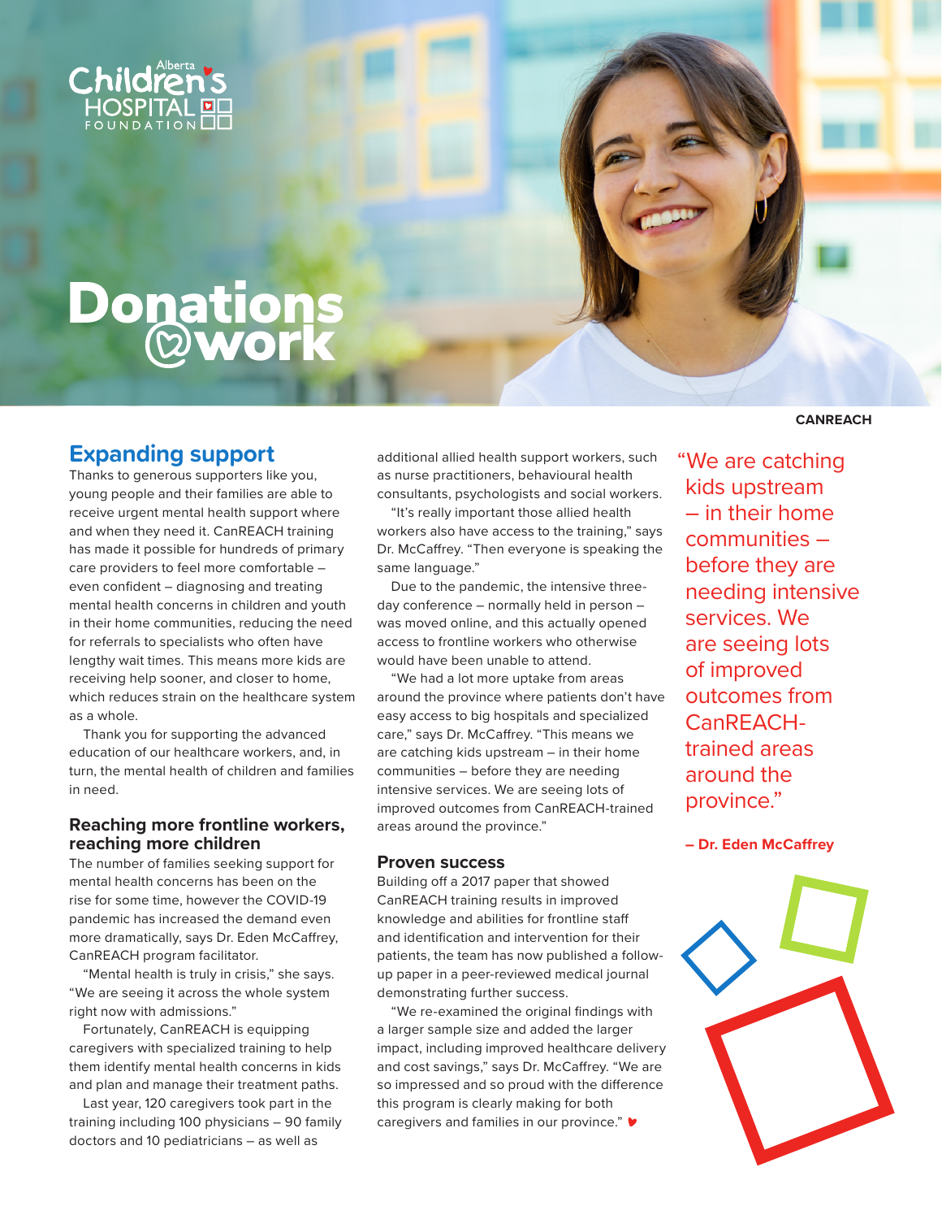Alberta Children's Hospital Foundation

# Donations @work

CANREACH

## Expanding support

Thanks to generous supporters like you, young people and their families are able to receive urgent mental health support where and when they need it. CanREACH training has made it possible for hundreds of primary care providers to feel more comfortable – even confident – diagnosing and treating mental health concerns in children and youth in their home communities, reducing the need for referrals to specialists who often have lengthy wait times. This means more kids are receiving help sooner, and closer to home, which reduces strain on the healthcare system as a whole.

Thank you for supporting the advanced education of our healthcare workers, and, in turn, the mental health of children and families in need.

### Reaching more frontline workers, reaching more children

The number of families seeking support for mental health concerns has been on the rise for some time, however the COVID-19 pandemic has increased the demand even more dramatically, says Dr. Eden McCaffrey, CanREACH program facilitator.

"Mental health is truly in crisis," she says. "We are seeing it across the whole system right now with admissions."

Fortunately, CanREACH is equipping caregivers with specialized training to help them identify mental health concerns in kids and plan and manage their treatment paths.

Last year, 120 caregivers took part in the training including 100 physicians – 90 family doctors and 10 pediatricians – as well as additional allied health support workers, such as nurse practitioners, behavioural health consultants, psychologists and social workers.

"It's really important those allied health workers also have access to the training," says Dr. McCaffrey. "Then everyone is speaking the same language."

Due to the pandemic, the intensive three-day conference – normally held in person – was moved online, and this actually opened access to frontline workers who otherwise would have been unable to attend.

"We had a lot more uptake from areas around the province where patients don't have easy access to big hospitals and specialized care," says Dr. McCaffrey. "This means we are catching kids upstream – in their home communities – before they are needing intensive services. We are seeing lots of improved outcomes from CanREACH-trained areas around the province."

### Proven success

Building off a 2017 paper that showed CanREACH training results in improved knowledge and abilities for frontline staff and identification and intervention for their patients, the team has now published a follow-up paper in a peer-reviewed medical journal demonstrating further success.

"We re-examined the original findings with a larger sample size and added the larger impact, including improved healthcare delivery and cost savings," says Dr. McCaffrey. "We are so impressed and so proud with the difference this program is clearly making for both caregivers and families in our province."

> "We are catching kids upstream – in their home communities – before they are needing intensive services. We are seeing lots of improved outcomes from CanREACH-trained areas around the province."
>
> **– Dr. Eden McCaffrey**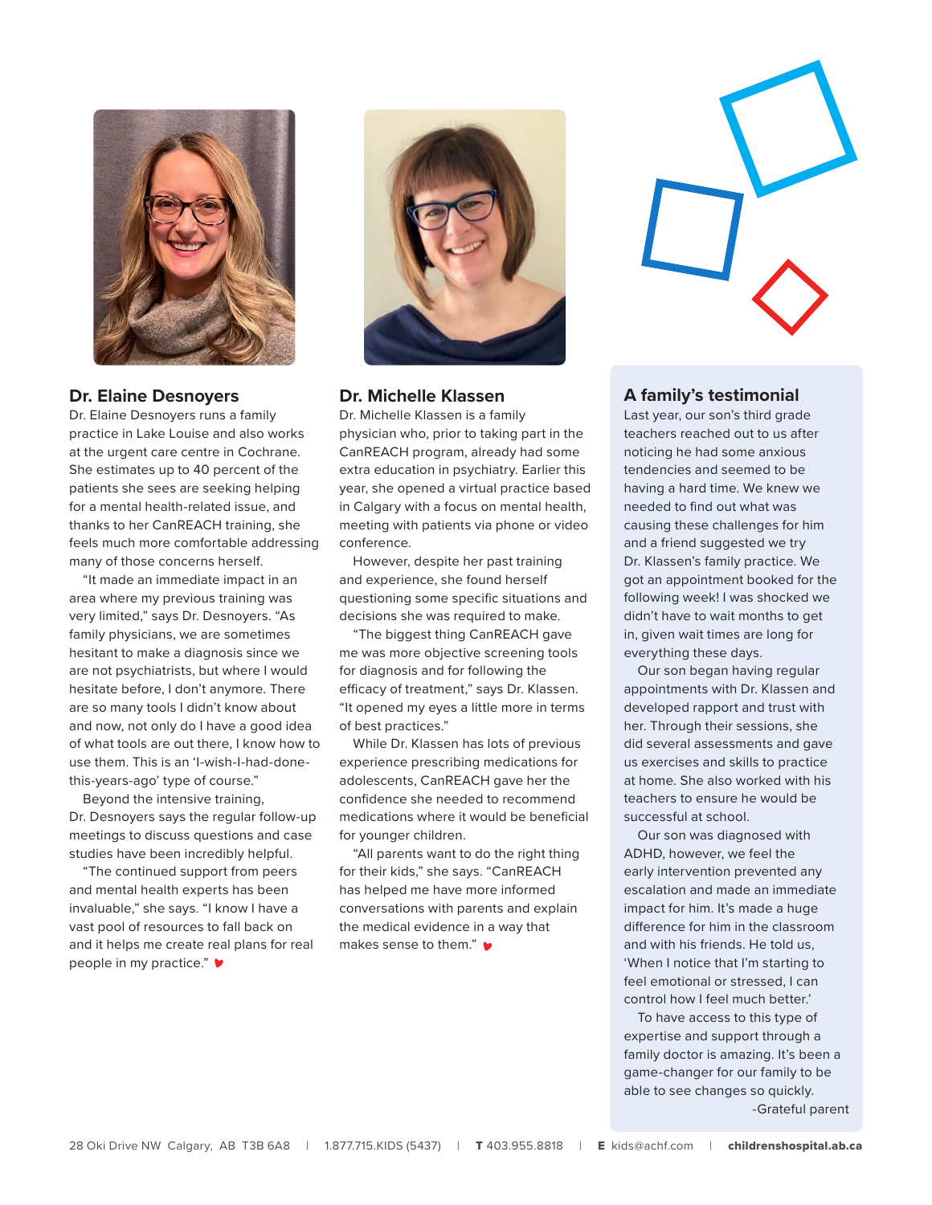## Dr. Elaine Desnoyers

Dr. Elaine Desnoyers runs a family practice in Lake Louise and also works at the urgent care centre in Cochrane. She estimates up to 40 percent of the patients she sees are seeking helping for a mental health-related issue, and thanks to her CanREACH training, she feels much more comfortable addressing many of those concerns herself.

"It made an immediate impact in an area where my previous training was very limited," says Dr. Desnoyers. "As family physicians, we are sometimes hesitant to make a diagnosis since we are not psychiatrists, but where I would hesitate before, I don't anymore. There are so many tools I didn't know about and now, not only do I have a good idea of what tools are out there, I know how to use them. This is an 'I-wish-I-had-done-this-years-ago' type of course."

Beyond the intensive training, Dr. Desnoyers says the regular follow-up meetings to discuss questions and case studies have been incredibly helpful.

"The continued support from peers and mental health experts has been invaluable," she says. "I know I have a vast pool of resources to fall back on and it helps me create real plans for real people in my practice."

## Dr. Michelle Klassen

Dr. Michelle Klassen is a family physician who, prior to taking part in the CanREACH program, already had some extra education in psychiatry. Earlier this year, she opened a virtual practice based in Calgary with a focus on mental health, meeting with patients via phone or video conference.

However, despite her past training and experience, she found herself questioning some specific situations and decisions she was required to make.

"The biggest thing CanREACH gave me was more objective screening tools for diagnosis and for following the efficacy of treatment," says Dr. Klassen. "It opened my eyes a little more in terms of best practices."

While Dr. Klassen has lots of previous experience prescribing medications for adolescents, CanREACH gave her the confidence she needed to recommend medications where it would be beneficial for younger children.

"All parents want to do the right thing for their kids," she says. "CanREACH has helped me have more informed conversations with parents and explain the medical evidence in a way that makes sense to them."

## A family's testimonial

Last year, our son's third grade teachers reached out to us after noticing he had some anxious tendencies and seemed to be having a hard time. We knew we needed to find out what was causing these challenges for him and a friend suggested we try Dr. Klassen's family practice. We got an appointment booked for the following week! I was shocked we didn't have to wait months to get in, given wait times are long for everything these days.

Our son began having regular appointments with Dr. Klassen and developed rapport and trust with her. Through their sessions, she did several assessments and gave us exercises and skills to practice at home. She also worked with his teachers to ensure he would be successful at school.

Our son was diagnosed with ADHD, however, we feel the early intervention prevented any escalation and made an immediate impact for him. It's made a huge difference for him in the classroom and with his friends. He told us, 'When I notice that I'm starting to feel emotional or stressed, I can control how I feel much better.'

To have access to this type of expertise and support through a family doctor is amazing. It's been a game-changer for our family to be able to see changes so quickly.

-Grateful parent

28 Oki Drive NW Calgary, AB T3B 6A8 | 1.877.715.KIDS (5437) | **T** 403.955.8818 | **E** kids@achf.com | **childrenshospital.ab.ca**